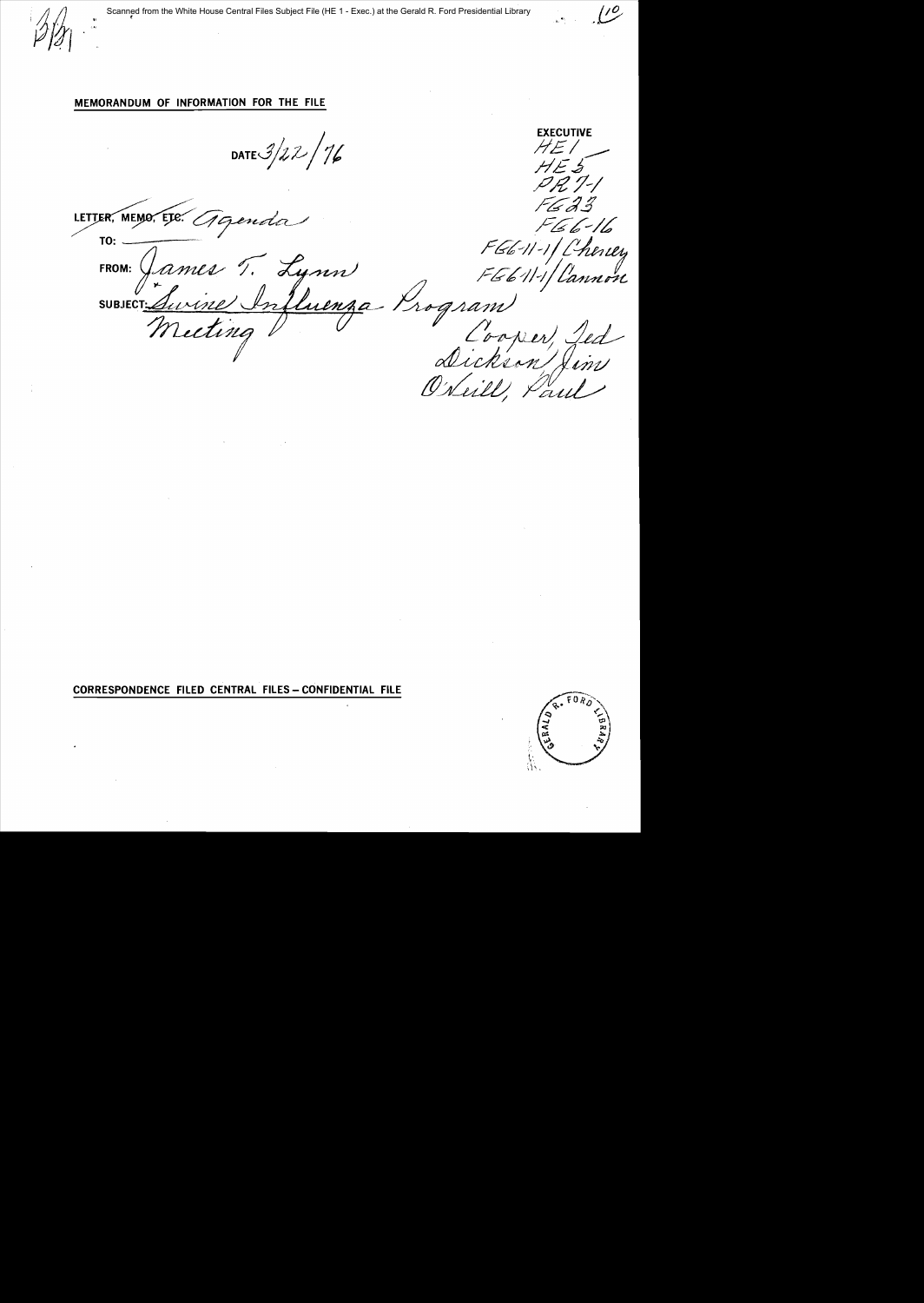Scanned from the White House Central Files Subject File (HE 1 - Exec.) at the Gerald R. Ford Presidential Library

**MEMORANDUM OF INFORMATION FOR THE FILE**

DATE 3/22/76

LETTER, ~~MEMO, ETC.~~ Agenda

TO:

FROM: James T. Lynn

SUBJECT: Swine Influenza Program Meeting

**EXECUTIVE**
HE 1
HE 5
PR 7-1
FG 23
FG 6-16
FG 6-11-1/Cheney
FG 6-11-1/Cannon
Cooper, Ted
Dickson, Jim
O'Neill, Paul

**CORRESPONDENCE FILED CENTRAL FILES – CONFIDENTIAL FILE**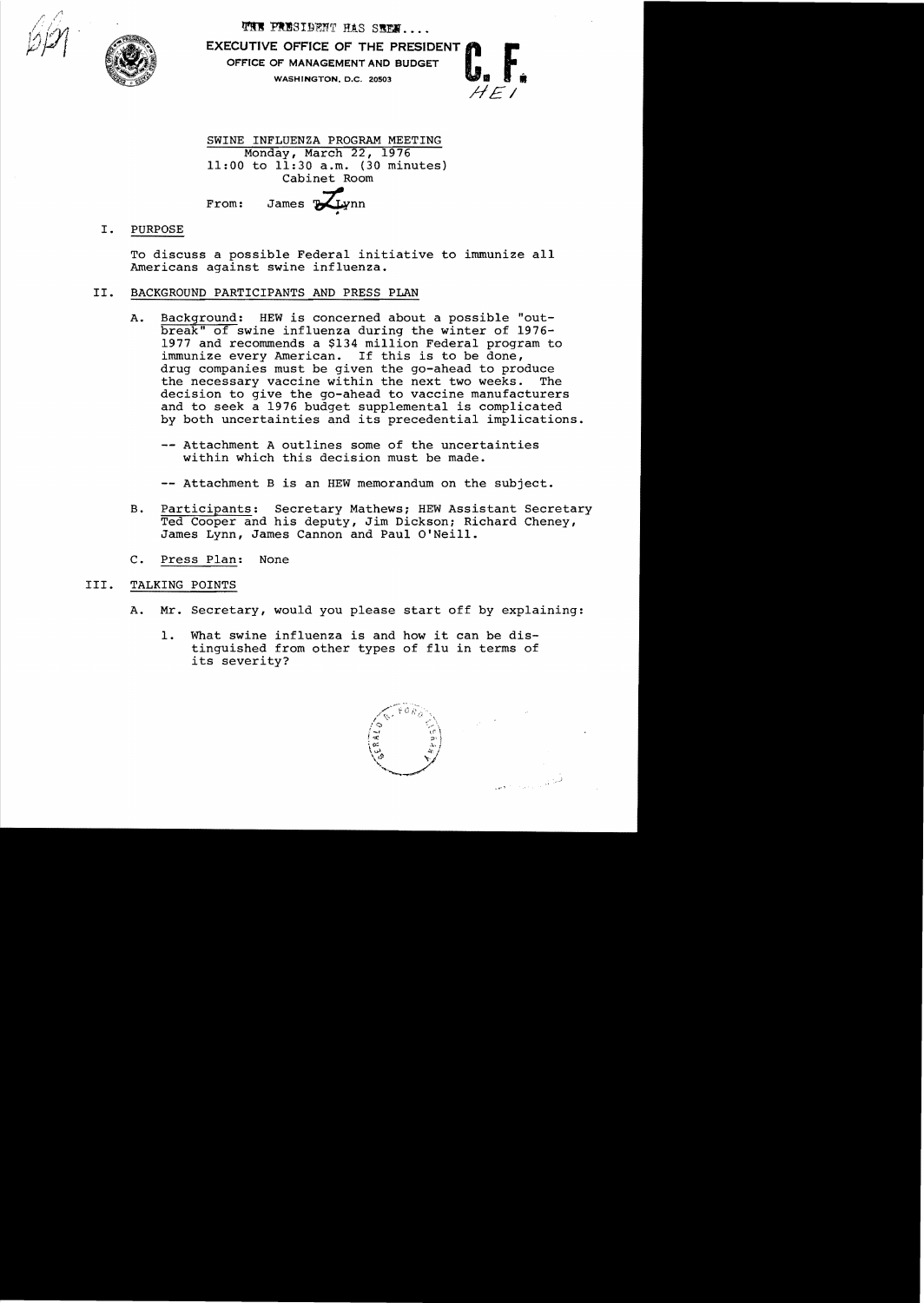THE PRESIDENT HAS SEEN....

EXECUTIVE OFFICE OF THE PRESIDENT
OFFICE OF MANAGEMENT AND BUDGET
WASHINGTON, D.C. 20503

C. F.
HE 1

SWINE INFLUENZA PROGRAM MEETING
Monday, March 22, 1976
11:00 to 11:30 a.m. (30 minutes)
Cabinet Room

From: James T. Lynn

## I. PURPOSE

To discuss a possible Federal initiative to immunize all Americans against swine influenza.

## II. BACKGROUND PARTICIPANTS AND PRESS PLAN

A. Background: HEW is concerned about a possible "outbreak" of swine influenza during the winter of 1976-1977 and recommends a $134 million Federal program to immunize every American. If this is to be done, drug companies must be given the go-ahead to produce the necessary vaccine within the next two weeks. The decision to give the go-ahead to vaccine manufacturers and to seek a 1976 budget supplemental is complicated by both uncertainties and its precedential implications.

-- Attachment A outlines some of the uncertainties within which this decision must be made.

-- Attachment B is an HEW memorandum on the subject.

B. Participants: Secretary Mathews; HEW Assistant Secretary Ted Cooper and his deputy, Jim Dickson; Richard Cheney, James Lynn, James Cannon and Paul O'Neill.

C. Press Plan: None

## III. TALKING POINTS

A. Mr. Secretary, would you please start off by explaining:

1. What swine influenza is and how it can be distinguished from other types of flu in terms of its severity?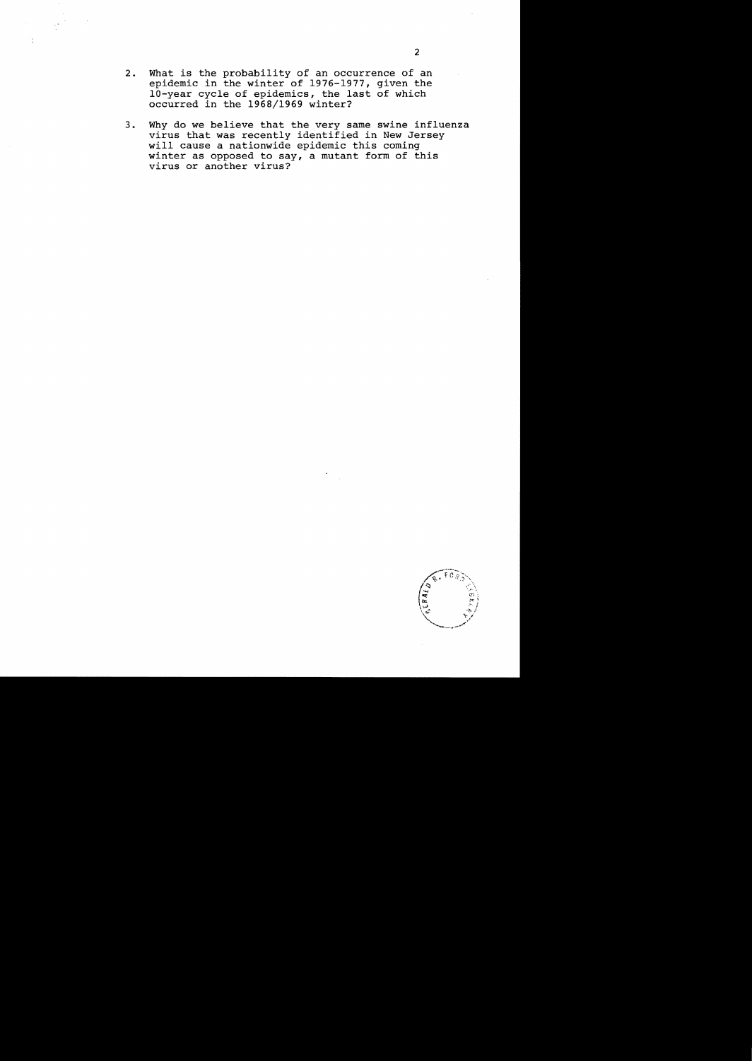2. What is the probability of an occurrence of an epidemic in the winter of 1976-1977, given the 10-year cycle of epidemics, the last of which occurred in the 1968/1969 winter?

3. Why do we believe that the very same swine influenza virus that was recently identified in New Jersey will cause a nationwide epidemic this coming winter as opposed to say, a mutant form of this virus or another virus?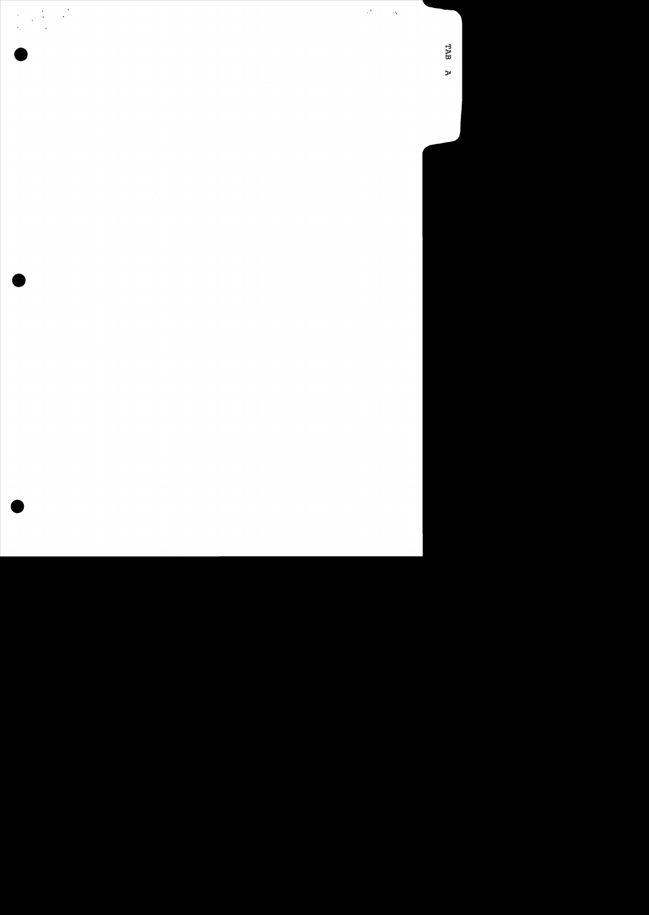TAB A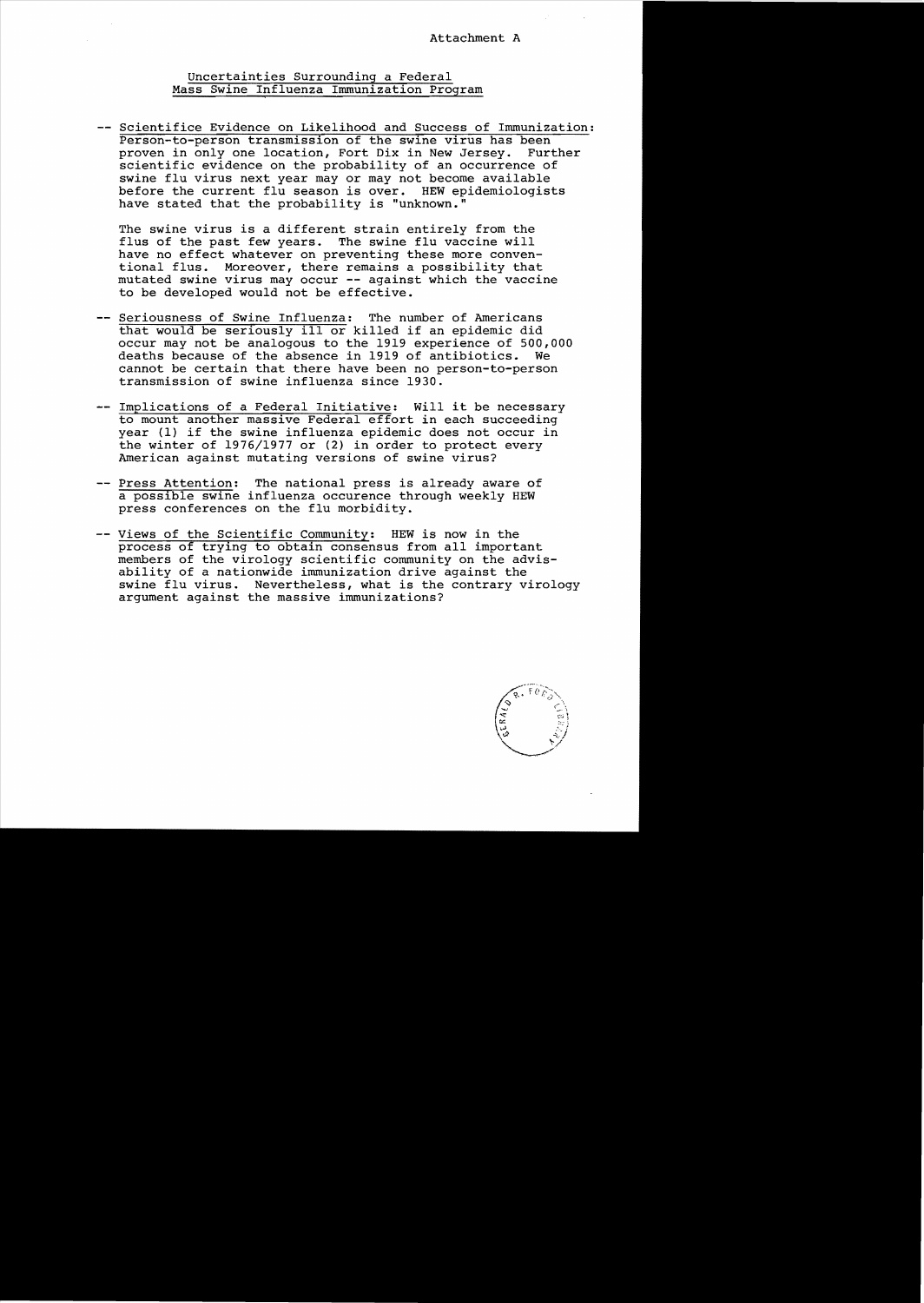Attachment A

## Uncertainties Surrounding a Federal Mass Swine Influenza Immunization Program

-- Scientific Evidence on Likelihood and Success of Immunization: Person-to-person transmission of the swine virus has been proven in only one location, Fort Dix in New Jersey. Further scientific evidence on the probability of an occurrence of swine flu virus next year may or may not become available before the current flu season is over. HEW epidemiologists have stated that the probability is "unknown."

The swine virus is a different strain entirely from the flus of the past few years. The swine flu vaccine will have no effect whatever on preventing these more conventional flus. Moreover, there remains a possibility that mutated swine virus may occur -- against which the vaccine to be developed would not be effective.

-- Seriousness of Swine Influenza: The number of Americans that would be seriously ill or killed if an epidemic did occur may not be analogous to the 1919 experience of 500,000 deaths because of the absence in 1919 of antibiotics. We cannot be certain that there have been no person-to-person transmission of swine influenza since 1930.

-- Implications of a Federal Initiative: Will it be necessary to mount another massive Federal effort in each succeeding year (1) if the swine influenza epidemic does not occur in the winter of 1976/1977 or (2) in order to protect every American against mutating versions of swine virus?

-- Press Attention: The national press is already aware of a possible swine influenza occurence through weekly HEW press conferences on the flu morbidity.

-- Views of the Scientific Community: HEW is now in the process of trying to obtain consensus from all important members of the virology scientific community on the advisability of a nationwide immunization drive against the swine flu virus. Nevertheless, what is the contrary virology argument against the massive immunizations?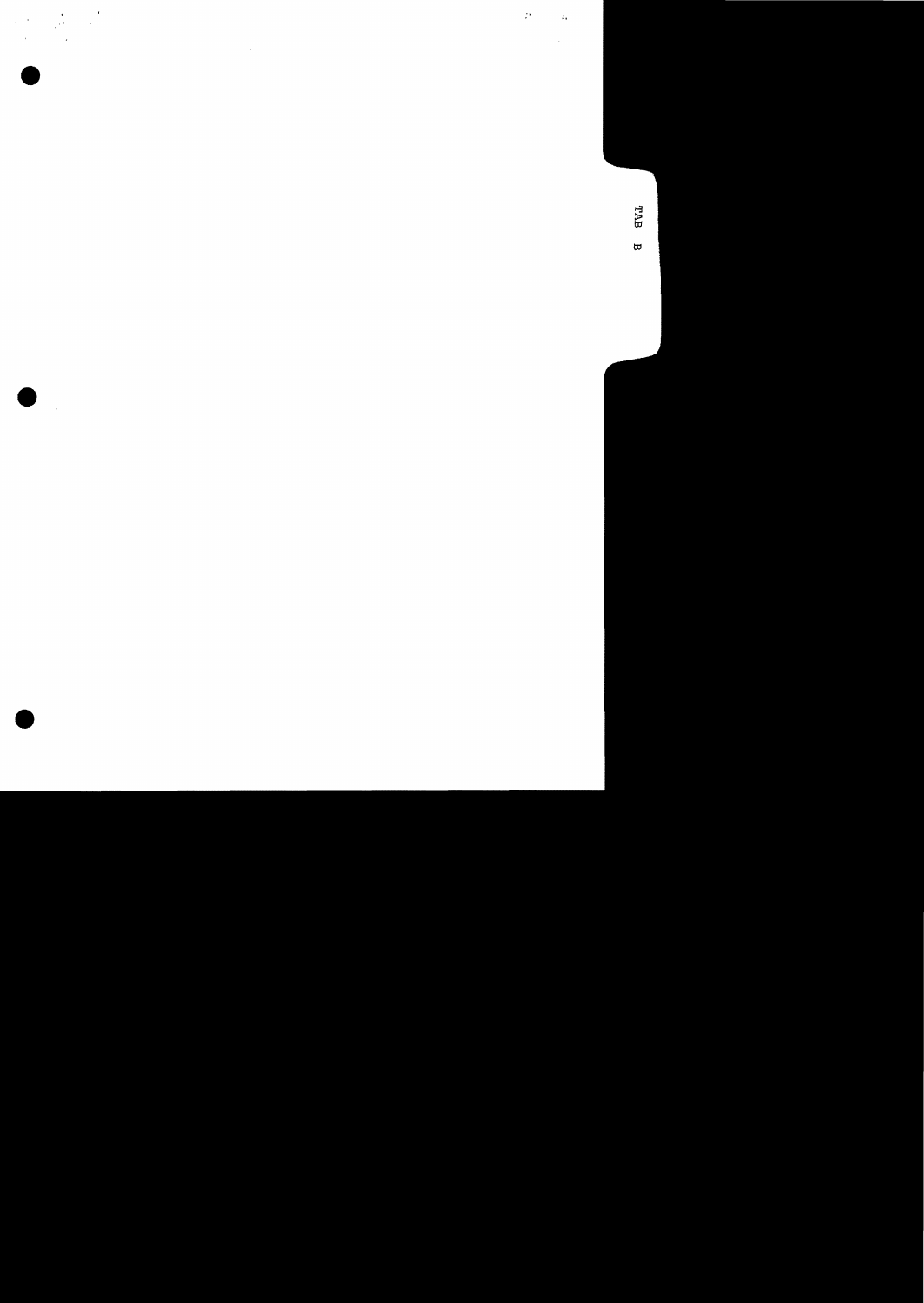TAB B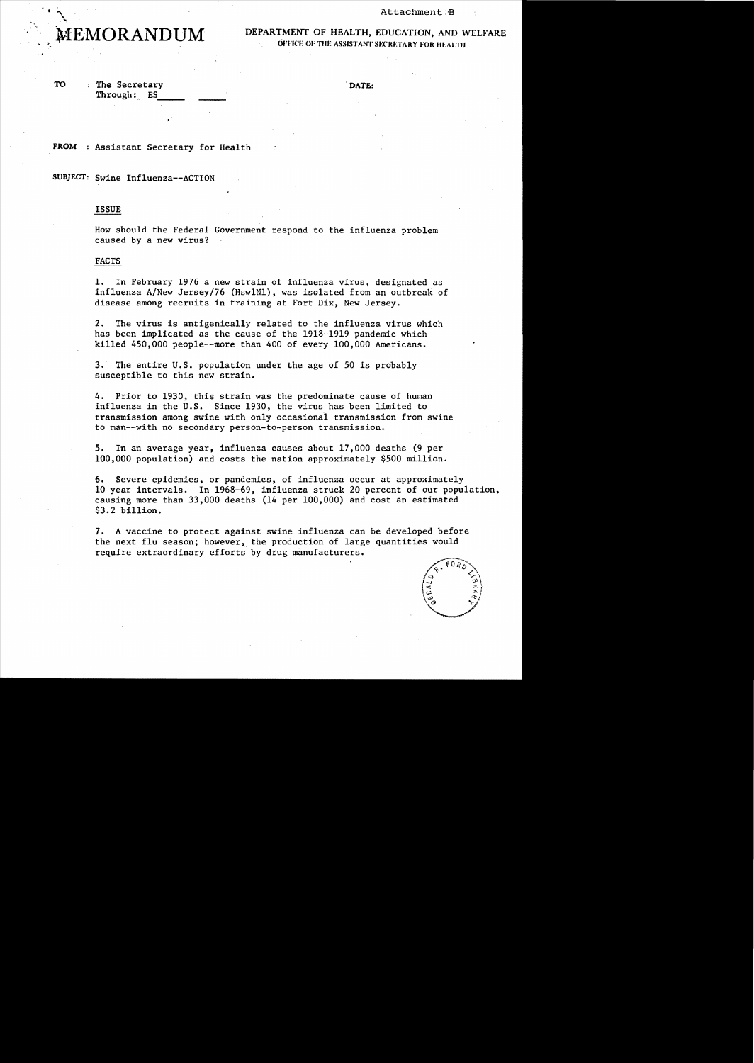Attachment B

# MEMORANDUM

DEPARTMENT OF HEALTH, EDUCATION, AND WELFARE
OFFICE OF THE ASSISTANT SECRETARY FOR HEALTH

TO : The Secretary
Through: ES

DATE:

FROM : Assistant Secretary for Health

SUBJECT: Swine Influenza--ACTION

## ISSUE

How should the Federal Government respond to the influenza problem caused by a new virus?

## FACTS

1. In February 1976 a new strain of influenza virus, designated as influenza A/New Jersey/76 (Hsw1N1), was isolated from an outbreak of disease among recruits in training at Fort Dix, New Jersey.

2. The virus is antigenically related to the influenza virus which has been implicated as the cause of the 1918-1919 pandemic which killed 450,000 people--more than 400 of every 100,000 Americans.

3. The entire U.S. population under the age of 50 is probably susceptible to this new strain.

4. Prior to 1930, this strain was the predominate cause of human influenza in the U.S. Since 1930, the virus has been limited to transmission among swine with only occasional transmission from swine to man--with no secondary person-to-person transmission.

5. In an average year, influenza causes about 17,000 deaths (9 per 100,000 population) and costs the nation approximately $500 million.

6. Severe epidemics, or pandemics, of influenza occur at approximately 10 year intervals. In 1968-69, influenza struck 20 percent of our population, causing more than 33,000 deaths (14 per 100,000) and cost an estimated $3.2 billion.

7. A vaccine to protect against swine influenza can be developed before the next flu season; however, the production of large quantities would require extraordinary efforts by drug manufacturers.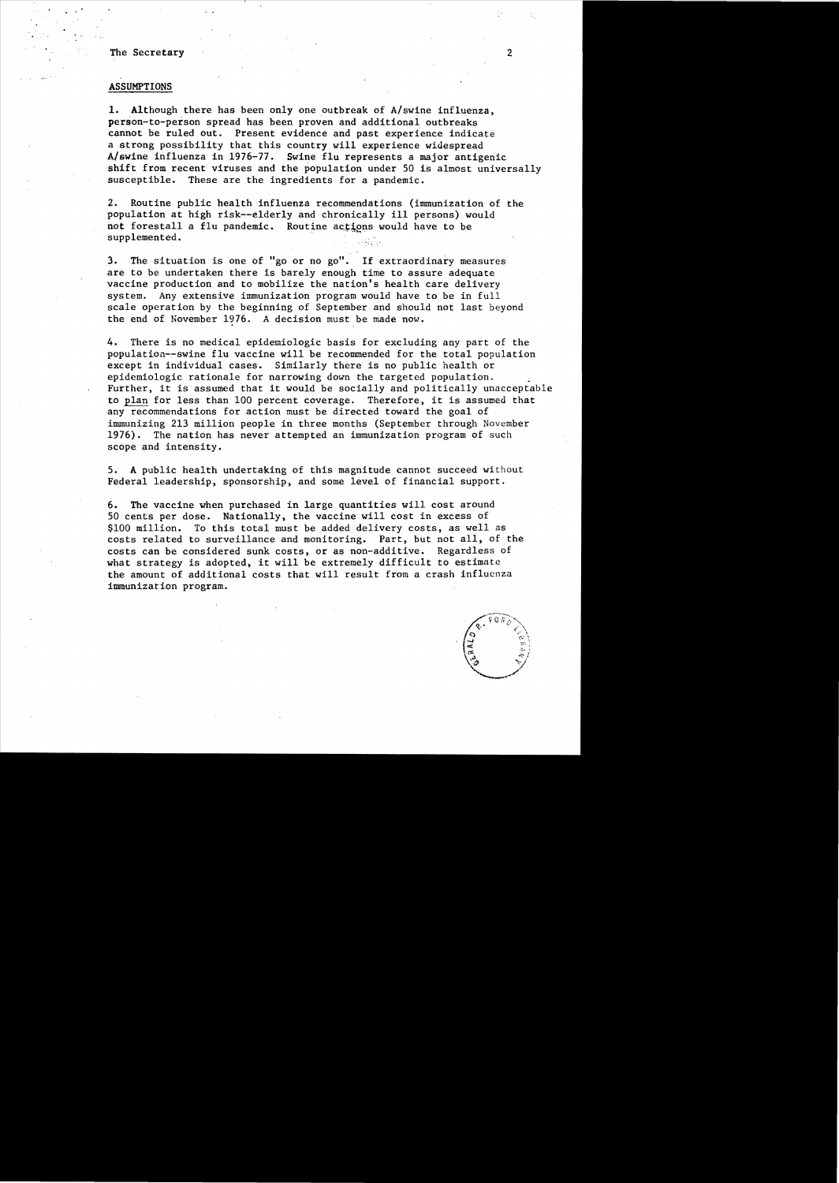## ASSUMPTIONS

1. Although there has been only one outbreak of A/swine influenza, person-to-person spread has been proven and additional outbreaks cannot be ruled out. Present evidence and past experience indicate a strong possibility that this country will experience widespread A/swine influenza in 1976-77. Swine flu represents a major antigenic shift from recent viruses and the population under 50 is almost universally susceptible. These are the ingredients for a pandemic.

2. Routine public health influenza recommendations (immunization of the population at high risk--elderly and chronically ill persons) would not forestall a flu pandemic. Routine actions would have to be supplemented.

3. The situation is one of "go or no go". If extraordinary measures are to be undertaken there is barely enough time to assure adequate vaccine production and to mobilize the nation's health care delivery system. Any extensive immunization program would have to be in full scale operation by the beginning of September and should not last beyond the end of November 1976. A decision must be made now.

4. There is no medical epidemiologic basis for excluding any part of the population--swine flu vaccine will be recommended for the total population except in individual cases. Similarly there is no public health or epidemiologic rationale for narrowing down the targeted population. Further, it is assumed that it would be socially and politically unacceptable to plan for less than 100 percent coverage. Therefore, it is assumed that any recommendations for action must be directed toward the goal of immunizing 213 million people in three months (September through November 1976). The nation has never attempted an immunization program of such scope and intensity.

5. A public health undertaking of this magnitude cannot succeed without Federal leadership, sponsorship, and some level of financial support.

6. The vaccine when purchased in large quantities will cost around 50 cents per dose. Nationally, the vaccine will cost in excess of $100 million. To this total must be added delivery costs, as well as costs related to surveillance and monitoring. Part, but not all, of the costs can be considered sunk costs, or as non-additive. Regardless of what strategy is adopted, it will be extremely difficult to estimate the amount of additional costs that will result from a crash influenza immunization program.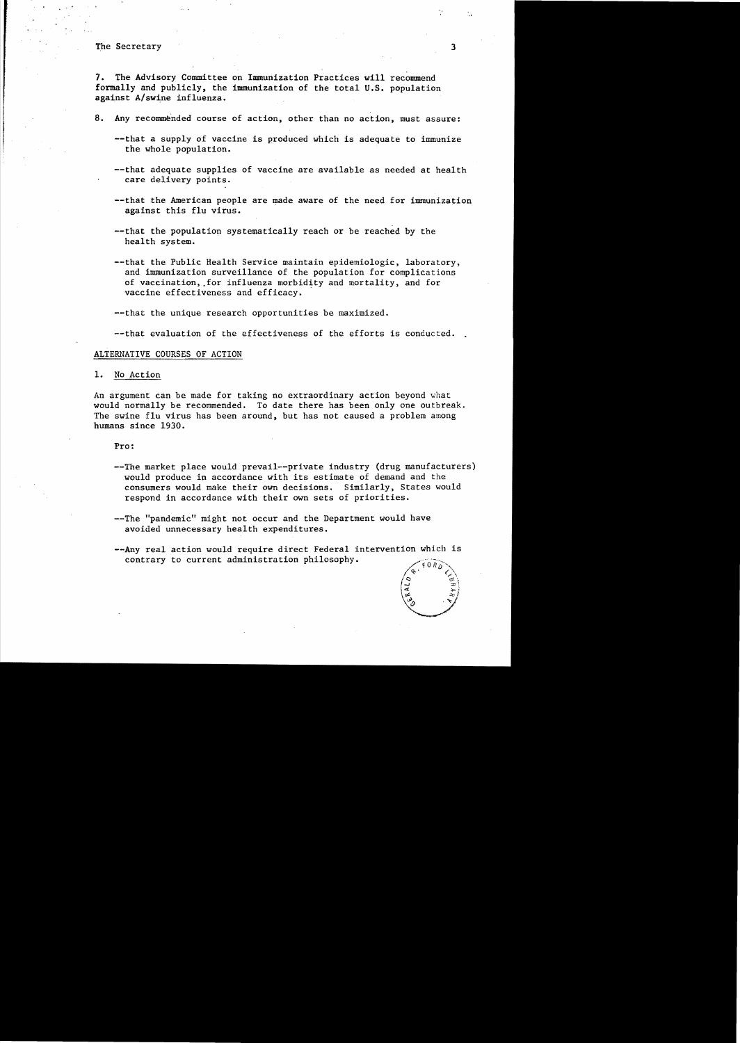7. The Advisory Committee on Immunization Practices will recommend formally and publicly, the immunization of the total U.S. population against A/swine influenza.

8. Any recommended course of action, other than no action, must assure:

   --that a supply of vaccine is produced which is adequate to immunize the whole population.

   --that adequate supplies of vaccine are available as needed at health care delivery points.

   --that the American people are made aware of the need for immunization against this flu virus.

   --that the population systematically reach or be reached by the health system.

   --that the Public Health Service maintain epidemiologic, laboratory, and immunization surveillance of the population for complications of vaccination, for influenza morbidity and mortality, and for vaccine effectiveness and efficacy.

   --that the unique research opportunities be maximized.

   --that evaluation of the effectiveness of the efforts is conducted.

ALTERNATIVE COURSES OF ACTION

1. No Action

An argument can be made for taking no extraordinary action beyond what would normally be recommended. To date there has been only one outbreak. The swine flu virus has been around, but has not caused a problem among humans since 1930.

Pro:

--The market place would prevail--private industry (drug manufacturers) would produce in accordance with its estimate of demand and the consumers would make their own decisions. Similarly, States would respond in accordance with their own sets of priorities.

--The "pandemic" might not occur and the Department would have avoided unnecessary health expenditures.

--Any real action would require direct Federal intervention which is contrary to current administration philosophy.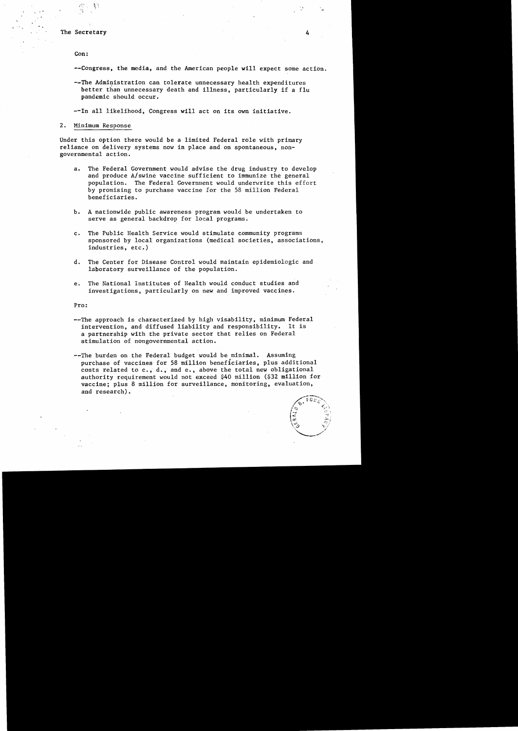Con:

--Congress, the media, and the American people will expect some action.

--The Administration can tolerate unnecessary health expenditures better than unnecessary death and illness, particularly if a flu pandemic should occur.

--In all likelihood, Congress will act on its own initiative.

2. Minimum Response

Under this option there would be a limited Federal role with primary reliance on delivery systems now in place and on spontaneous, non-governmental action.

a. The Federal Government would advise the drug industry to develop and produce A/swine vaccine sufficient to immunize the general population. The Federal Government would underwrite this effort by promising to purchase vaccine for the 58 million Federal beneficiaries.

b. A nationwide public awareness program would be undertaken to serve as general backdrop for local programs.

c. The Public Health Service would stimulate community programs sponsored by local organizations (medical societies, associations, industries, etc.)

d. The Center for Disease Control would maintain epidemiologic and laboratory surveillance of the population.

e. The National Institutes of Health would conduct studies and investigations, particularly on new and improved vaccines.

Pro:

--The approach is characterized by high visability, minimum Federal intervention, and diffused liability and responsibility. It is a partnership with the private sector that relies on Federal stimulation of nongovernmental action.

--The burden on the Federal budget would be minimal. Assuming purchase of vaccines for 58 million beneficiaries, plus additional costs related to c., d., and e., above the total new obligational authority requirement would not exceed $40 million ($32 million for vaccine; plus 8 million for surveillance, monitoring, evaluation, and research).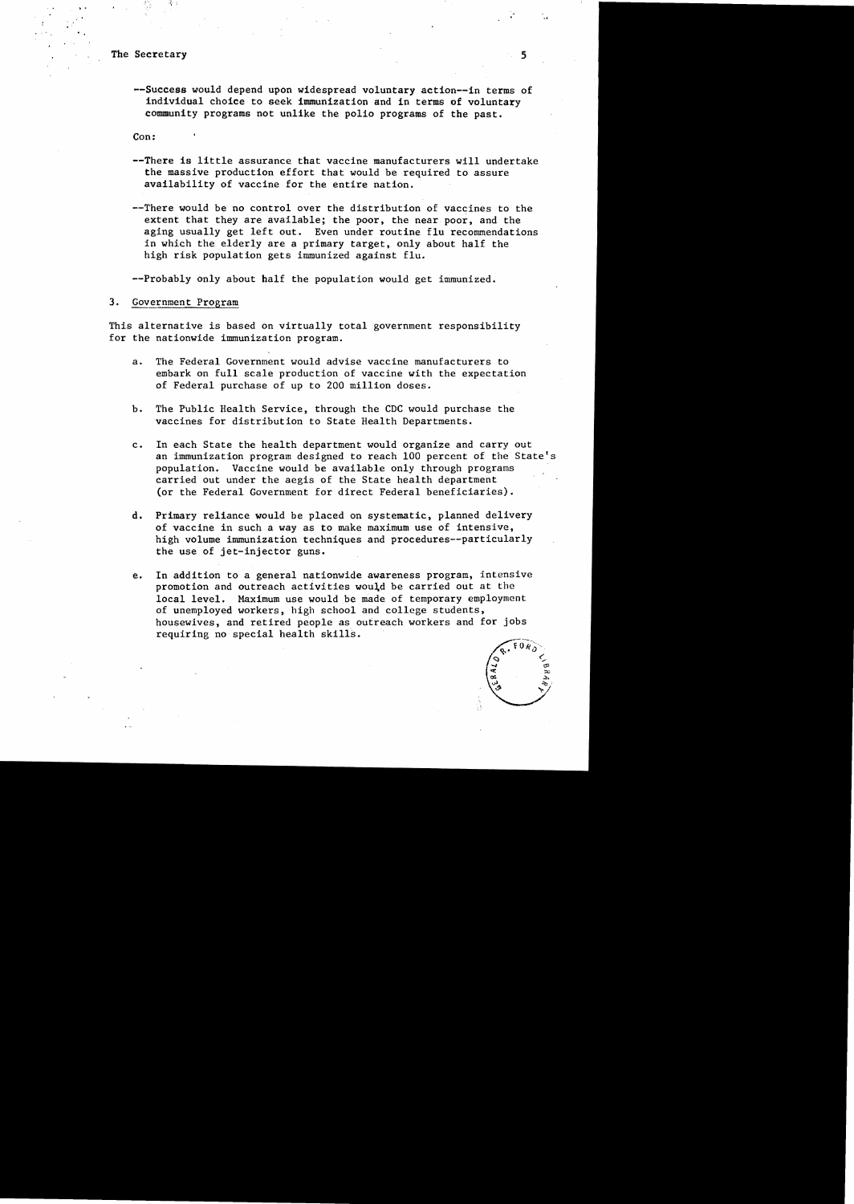--Success would depend upon widespread voluntary action--in terms of individual choice to seek immunization and in terms of voluntary community programs not unlike the polio programs of the past.

Con:

--There is little assurance that vaccine manufacturers will undertake the massive production effort that would be required to assure availability of vaccine for the entire nation.

--There would be no control over the distribution of vaccines to the extent that they are available; the poor, the near poor, and the aging usually get left out. Even under routine flu recommendations in which the elderly are a primary target, only about half the high risk population gets immunized against flu.

--Probably only about half the population would get immunized.

3. Government Program

This alternative is based on virtually total government responsibility for the nationwide immunization program.

a. The Federal Government would advise vaccine manufacturers to embark on full scale production of vaccine with the expectation of Federal purchase of up to 200 million doses.

b. The Public Health Service, through the CDC would purchase the vaccines for distribution to State Health Departments.

c. In each State the health department would organize and carry out an immunization program designed to reach 100 percent of the State's population. Vaccine would be available only through programs carried out under the aegis of the State health department (or the Federal Government for direct Federal beneficiaries).

d. Primary reliance would be placed on systematic, planned delivery of vaccine in such a way as to make maximum use of intensive, high volume immunization techniques and procedures--particularly the use of jet-injector guns.

e. In addition to a general nationwide awareness program, intensive promotion and outreach activities would be carried out at the local level. Maximum use would be made of temporary employment of unemployed workers, high school and college students, housewives, and retired people as outreach workers and for jobs requiring no special health skills.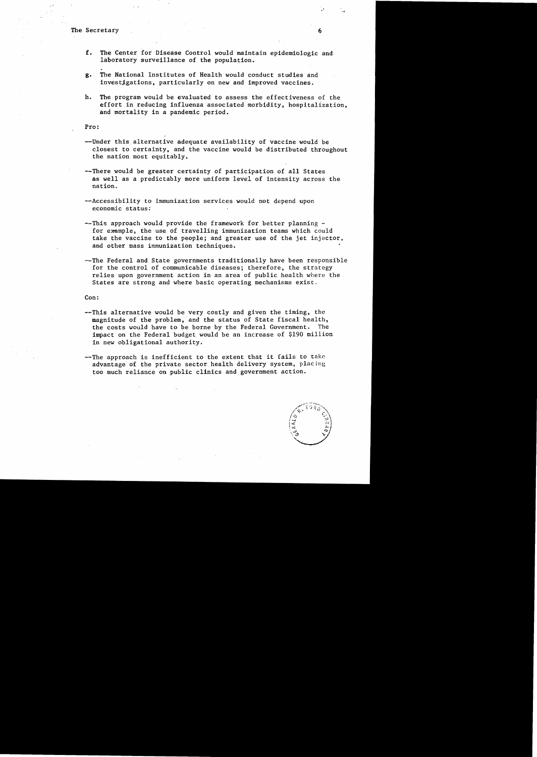f. The Center for Disease Control would maintain epidemiologic and laboratory surveillance of the population.

g. The National Institutes of Health would conduct studies and investigations, particularly on new and improved vaccines.

h. The program would be evaluated to assess the effectiveness of the effort in reducing influenza associated morbidity, hospitalization, and mortality in a pandemic period.

Pro:

--Under this alternative adequate availability of vaccine would be closest to certainty, and the vaccine would be distributed throughout the nation most equitably.

--There would be greater certainty of participation of all States as well as a predictably more uniform level of intensity across the nation.

--Accessibility to immunization services would not depend upon economic status:

--This approach would provide the framework for better planning - for example, the use of travelling immunization teams which could take the vaccine to the people; and greater use of the jet injector, and other mass immunization techniques.

--The Federal and State governments traditionally have been responsible for the control of communicable diseases; therefore, the strategy relies upon government action in an area of public health where the States are strong and where basic operating mechanisms exist.

Con:

--This alternative would be very costly and given the timing, the magnitude of the problem, and the status of State fiscal health, the costs would have to be borne by the Federal Government. The impact on the Federal budget would be an increase of $190 million in new obligational authority.

--The approach is inefficient to the extent that it fails to take advantage of the private sector health delivery system, placing too much reliance on public clinics and government action.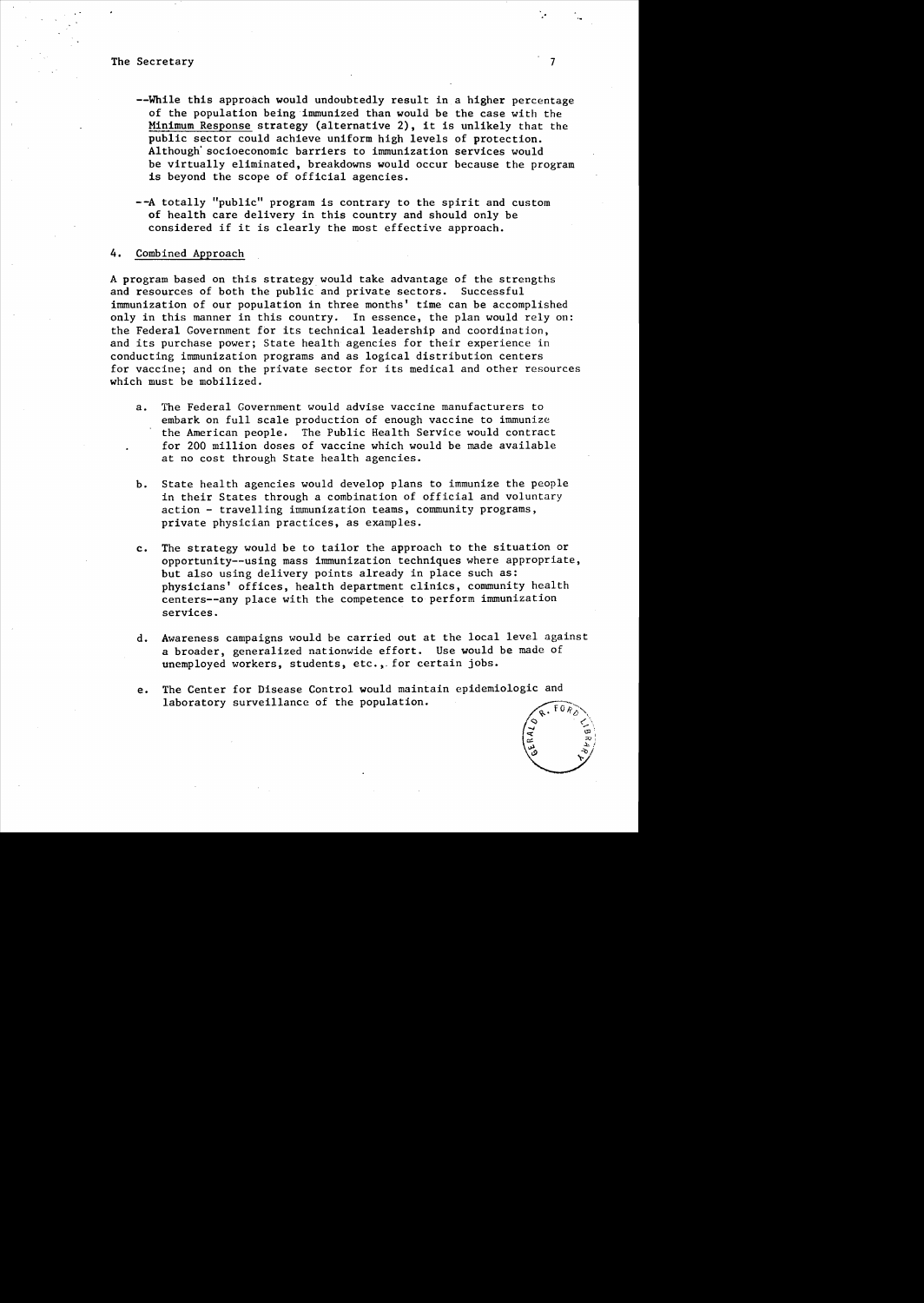--While this approach would undoubtedly result in a higher percentage of the population being immunized than would be the case with the Minimum Response strategy (alternative 2), it is unlikely that the public sector could achieve uniform high levels of protection. Although socioeconomic barriers to immunization services would be virtually eliminated, breakdowns would occur because the program is beyond the scope of official agencies.

--A totally "public" program is contrary to the spirit and custom of health care delivery in this country and should only be considered if it is clearly the most effective approach.

4. Combined Approach

A program based on this strategy would take advantage of the strengths and resources of both the public and private sectors. Successful immunization of our population in three months' time can be accomplished only in this manner in this country. In essence, the plan would rely on: the Federal Government for its technical leadership and coordination, and its purchase power; State health agencies for their experience in conducting immunization programs and as logical distribution centers for vaccine; and on the private sector for its medical and other resources which must be mobilized.

a. The Federal Government would advise vaccine manufacturers to embark on full scale production of enough vaccine to immunize the American people. The Public Health Service would contract for 200 million doses of vaccine which would be made available at no cost through State health agencies.

b. State health agencies would develop plans to immunize the people in their States through a combination of official and voluntary action - travelling immunization teams, community programs, private physician practices, as examples.

c. The strategy would be to tailor the approach to the situation or opportunity--using mass immunization techniques where appropriate, but also using delivery points already in place such as: physicians' offices, health department clinics, community health centers--any place with the competence to perform immunization services.

d. Awareness campaigns would be carried out at the local level against a broader, generalized nationwide effort. Use would be made of unemployed workers, students, etc., for certain jobs.

e. The Center for Disease Control would maintain epidemiologic and laboratory surveillance of the population.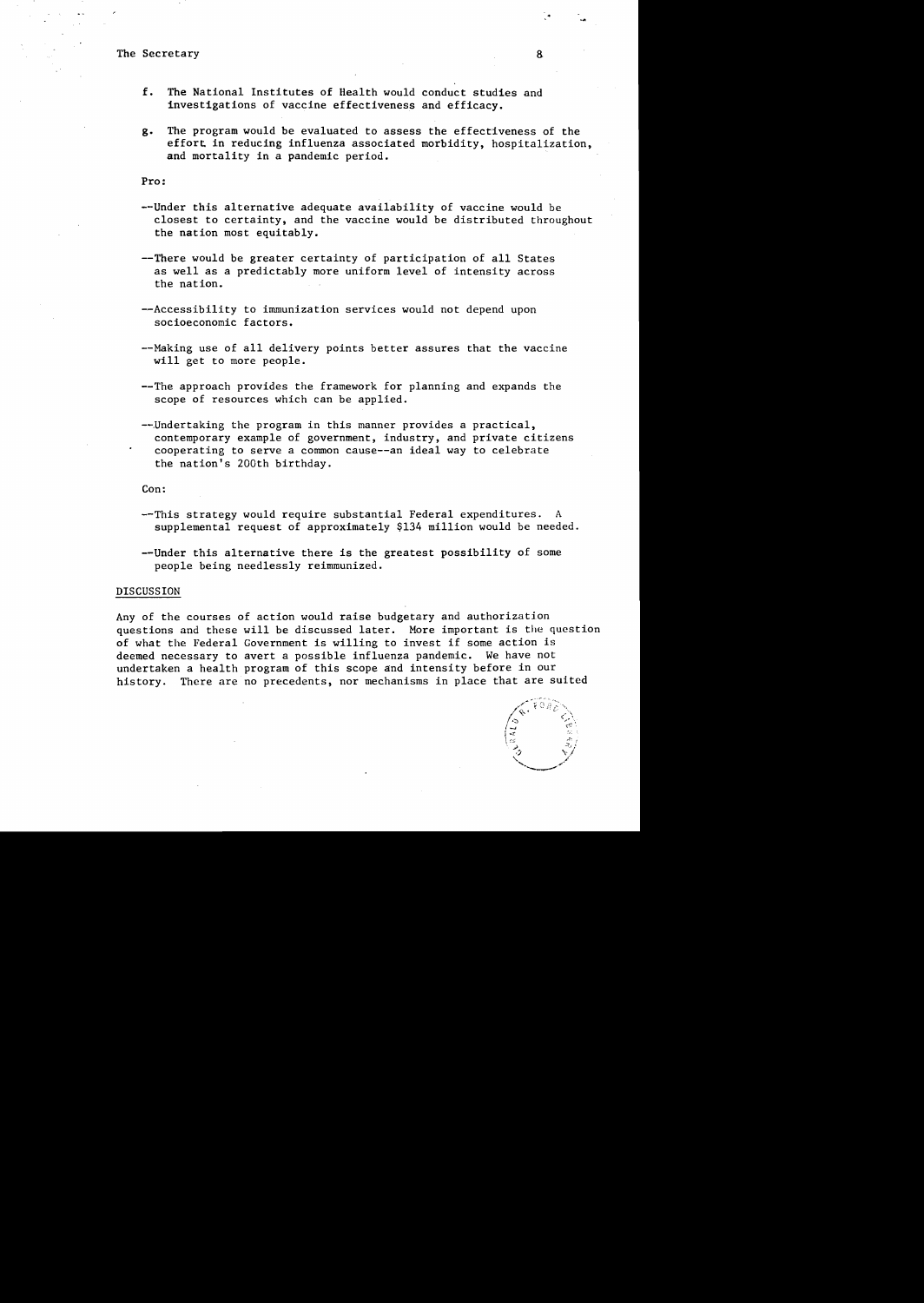f. The National Institutes of Health would conduct studies and investigations of vaccine effectiveness and efficacy.

g. The program would be evaluated to assess the effectiveness of the effort in reducing influenza associated morbidity, hospitalization, and mortality in a pandemic period.

Pro:

--Under this alternative adequate availability of vaccine would be closest to certainty, and the vaccine would be distributed throughout the nation most equitably.

--There would be greater certainty of participation of all States as well as a predictably more uniform level of intensity across the nation.

--Accessibility to immunization services would not depend upon socioeconomic factors.

--Making use of all delivery points better assures that the vaccine will get to more people.

--The approach provides the framework for planning and expands the scope of resources which can be applied.

--Undertaking the program in this manner provides a practical, contemporary example of government, industry, and private citizens cooperating to serve a common cause--an ideal way to celebrate the nation's 200th birthday.

Con:

--This strategy would require substantial Federal expenditures. A supplemental request of approximately $134 million would be needed.

--Under this alternative there is the greatest possibility of some people being needlessly reimmunized.

DISCUSSION

Any of the courses of action would raise budgetary and authorization questions and these will be discussed later. More important is the question of what the Federal Government is willing to invest if some action is deemed necessary to avert a possible influenza pandemic. We have not undertaken a health program of this scope and intensity before in our history. There are no precedents, nor mechanisms in place that are suited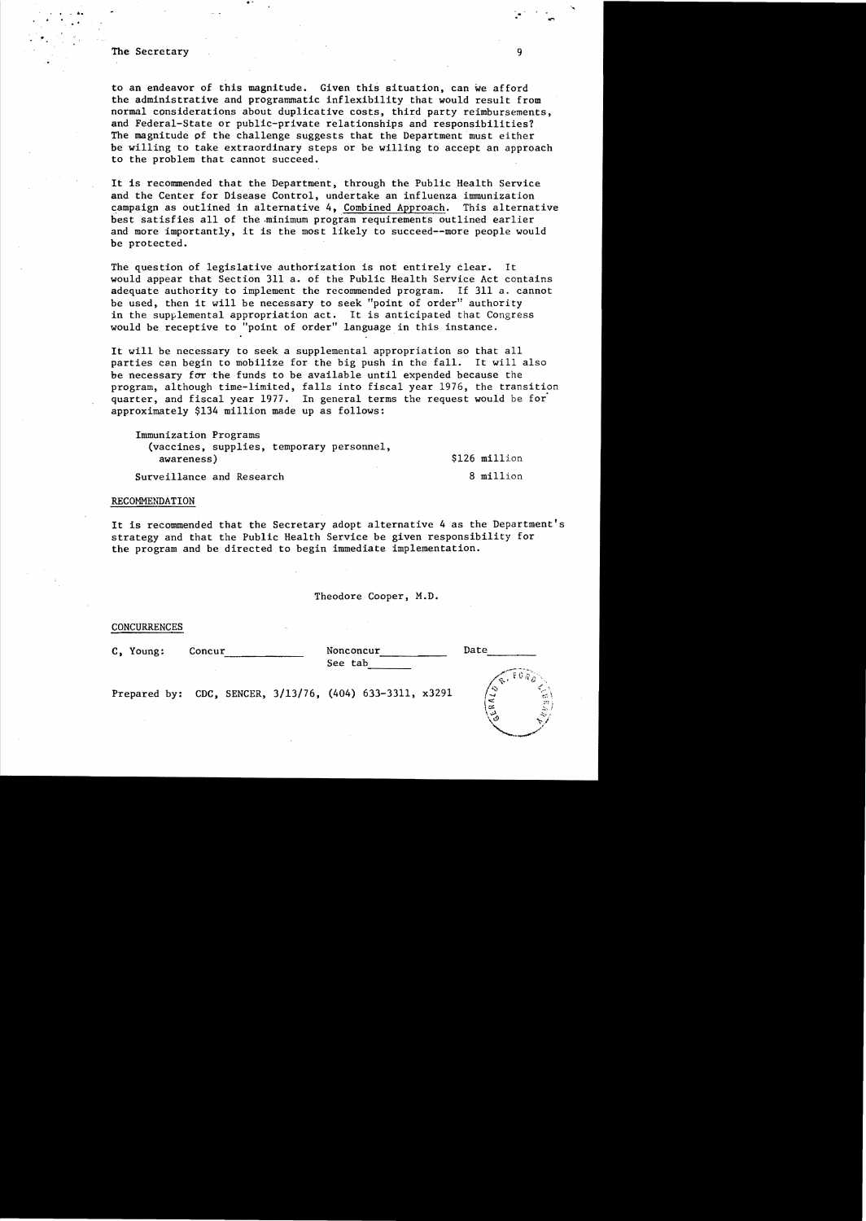to an endeavor of this magnitude. Given this situation, can we afford the administrative and programmatic inflexibility that would result from normal considerations about duplicative costs, third party reimbursements, and Federal-State or public-private relationships and responsibilities? The magnitude of the challenge suggests that the Department must either be willing to take extraordinary steps or be willing to accept an approach to the problem that cannot succeed.

It is recommended that the Department, through the Public Health Service and the Center for Disease Control, undertake an influenza immunization campaign as outlined in alternative 4, Combined Approach. This alternative best satisfies all of the minimum program requirements outlined earlier and more importantly, it is the most likely to succeed--more people would be protected.

The question of legislative authorization is not entirely clear. It would appear that Section 311 a. of the Public Health Service Act contains adequate authority to implement the recommended program. If 311 a. cannot be used, then it will be necessary to seek "point of order" authority in the supplemental appropriation act. It is anticipated that Congress would be receptive to "point of order" language in this instance.

It will be necessary to seek a supplemental appropriation so that all parties can begin to mobilize for the big push in the fall. It will also be necessary for the funds to be available until expended because the program, although time-limited, falls into fiscal year 1976, the transition quarter, and fiscal year 1977. In general terms the request would be for approximately $134 million made up as follows:

| | |
|---|---|
| Immunization Programs (vaccines, supplies, temporary personnel, awareness) | $126 million |
| Surveillance and Research | 8 million |

RECOMMENDATION

It is recommended that the Secretary adopt alternative 4 as the Department's strategy and that the Public Health Service be given responsibility for the program and be directed to begin immediate implementation.

Theodore Cooper, M.D.

CONCURRENCES

C, Young: Concur\_\_\_\_\_\_\_\_\_\_ Nonconcur\_\_\_\_\_\_\_\_\_\_ Date\_\_\_\_\_\_\_\_
See tab\_\_\_\_\_\_\_

Prepared by: CDC, SENCER, 3/13/76, (404) 633-3311, x3291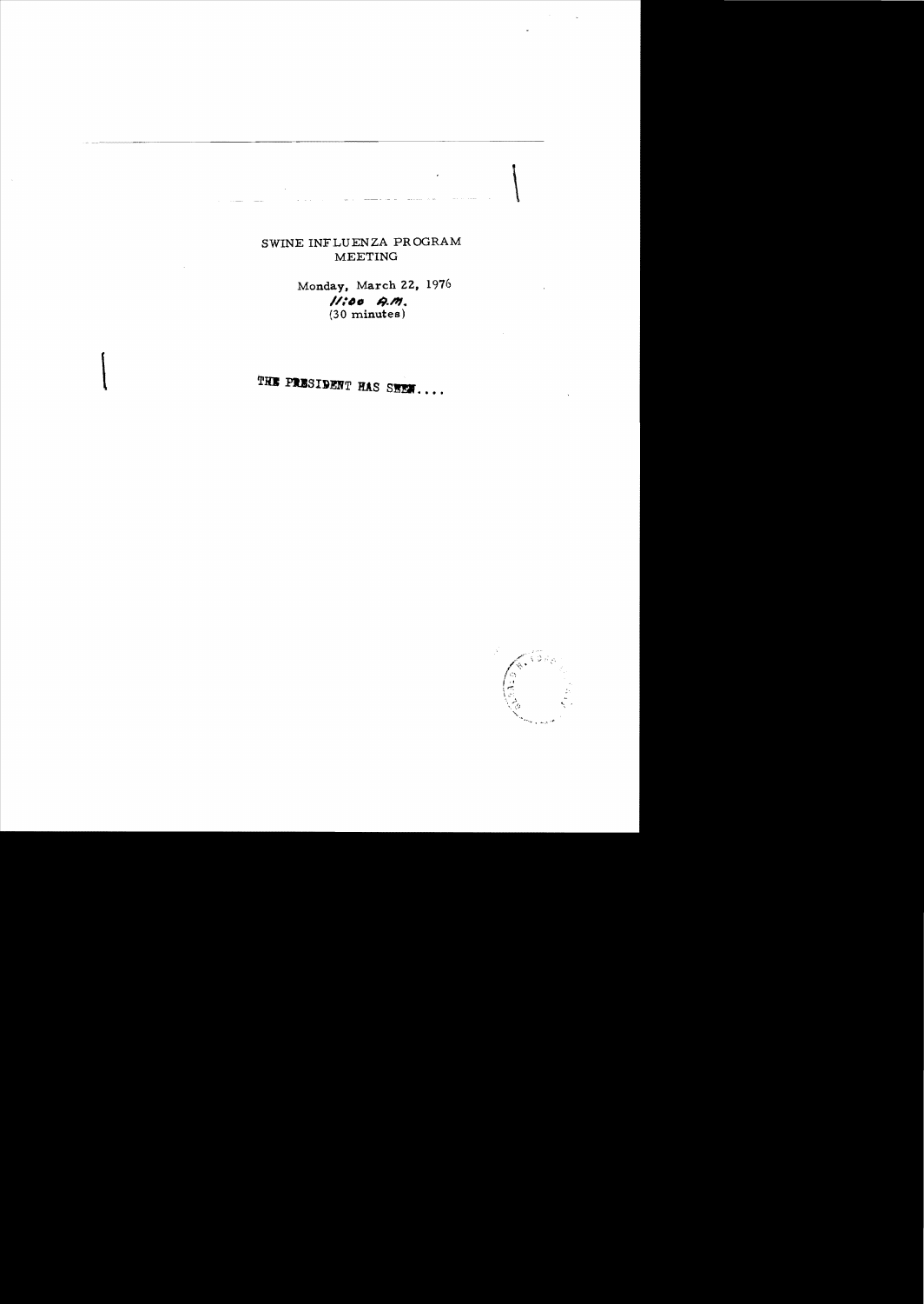SWINE INFLUENZA PROGRAM
MEETING

Monday, March 22, 1976
11:00 A.M.
(30 minutes)

THE PRESIDENT HAS SEEN....